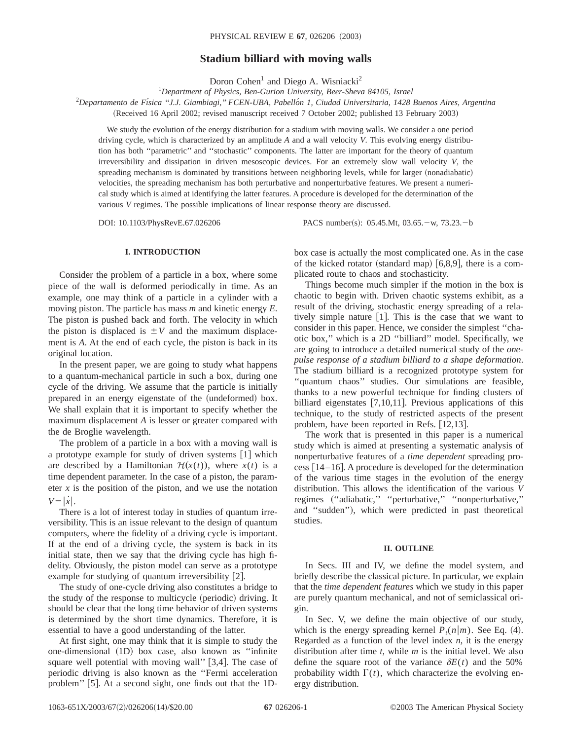# Stadium billiard with moving walls

Doron Cohen[1] and Diego A. Wisniacki[2]

[1]*Department of Physics, Ben-Gurion University, Beer-Sheva 84105, Israel*

[2]*Departamento de Física "J.J. Giambiagi," FCEN-UBA, Pabellón 1, Ciudad Universitaria, 1428 Buenos Aires, Argentina*

(Received 16 April 2002; revised manuscript received 7 October 2002; published 13 February 2003)

We study the evolution of the energy distribution for a stadium with moving walls. We consider a one period driving cycle, which is characterized by an amplitude $A$ and a wall velocity $V$. This evolving energy distribution has both "parametric" and "stochastic" components. The latter are important for the theory of quantum irreversibility and dissipation in driven mesoscopic devices. For an extremely slow wall velocity $V$, the spreading mechanism is dominated by transitions between neighboring levels, while for larger (nonadiabatic) velocities, the spreading mechanism has both perturbative and nonperturbative features. We present a numerical study which is aimed at identifying the latter features. A procedure is developed for the determination of the various $V$ regimes. The possible implications of linear response theory are discussed.

DOI: 10.1103/PhysRevE.67.026206 PACS number(s): 05.45.Mt, 03.65.−w, 73.23.−b

## I. INTRODUCTION

Consider the problem of a particle in a box, where some piece of the wall is deformed periodically in time. As an example, one may think of a particle in a cylinder with a moving piston. The particle has mass $m$ and kinetic energy $E$. The piston is pushed back and forth. The velocity in which the piston is displaced is $\pm V$ and the maximum displacement is $A$. At the end of each cycle, the piston is back in its original location.

In the present paper, we are going to study what happens to a quantum-mechanical particle in such a box, during one cycle of the driving. We assume that the particle is initially prepared in an energy eigenstate of the (undeformed) box. We shall explain that it is important to specify whether the maximum displacement $A$ is lesser or greater compared with the de Broglie wavelength.

The problem of a particle in a box with a moving wall is a prototype example for study of driven systems [1] which are described by a Hamiltonian $\mathcal{H}(x(t))$, where $x(t)$ is a time dependent parameter. In the case of a piston, the parameter $x$ is the position of the piston, and we use the notation $V=|\dot{x}|$.

There is a lot of interest today in studies of quantum irreversibility. This is an issue relevant to the design of quantum computers, where the fidelity of a driving cycle is important. If at the end of a driving cycle, the system is back in its initial state, then we say that the driving cycle has high fidelity. Obviously, the piston model can serve as a prototype example for studying of quantum irreversibility [2].

The study of one-cycle driving also constitutes a bridge to the study of the response to multicycle (periodic) driving. It should be clear that the long time behavior of driven systems is determined by the short time dynamics. Therefore, it is essential to have a good understanding of the latter.

At first sight, one may think that it is simple to study the one-dimensional (1D) box case, also known as "infinite square well potential with moving wall" [3,4]. The case of periodic driving is also known as the "Fermi acceleration problem" [5]. At a second sight, one finds out that the 1D-box case is actually the most complicated one. As in the case of the kicked rotator (standard map) [6,8,9], there is a complicated route to chaos and stochasticity.

Things become much simpler if the motion in the box is chaotic to begin with. Driven chaotic systems exhibit, as a result of the driving, stochastic energy spreading of a relatively simple nature [1]. This is the case that we want to consider in this paper. Hence, we consider the simplest "chaotic box," which is a 2D "billiard" model. Specifically, we are going to introduce a detailed numerical study of the *one-pulse response of a stadium billiard to a shape deformation*. The stadium billiard is a recognized prototype system for "quantum chaos" studies. Our simulations are feasible, thanks to a new powerful technique for finding clusters of billiard eigenstates [7,10,11]. Previous applications of this technique, to the study of restricted aspects of the present problem, have been reported in Refs. [12,13].

The work that is presented in this paper is a numerical study which is aimed at presenting a systematic analysis of nonperturbative features of a *time dependent* spreading process [14–16]. A procedure is developed for the determination of the various time stages in the evolution of the energy distribution. This allows the identification of the various $V$ regimes ("adiabatic," "perturbative," "nonperturbative," and "sudden"), which were predicted in past theoretical studies.

## II. OUTLINE

In Secs. III and IV, we define the model system, and briefly describe the classical picture. In particular, we explain that the *time dependent features* which we study in this paper are purely quantum mechanical, and not of semiclassical origin.

In Sec. V, we define the main objective of our study, which is the energy spreading kernel $P_t(n|m)$. See Eq. (4). Regarded as a function of the level index $n$, it is the energy distribution after time $t$, while $m$ is the initial level. We also define the square root of the variance $\delta E(t)$ and the 50% probability width $\Gamma(t)$, which characterize the evolving energy distribution.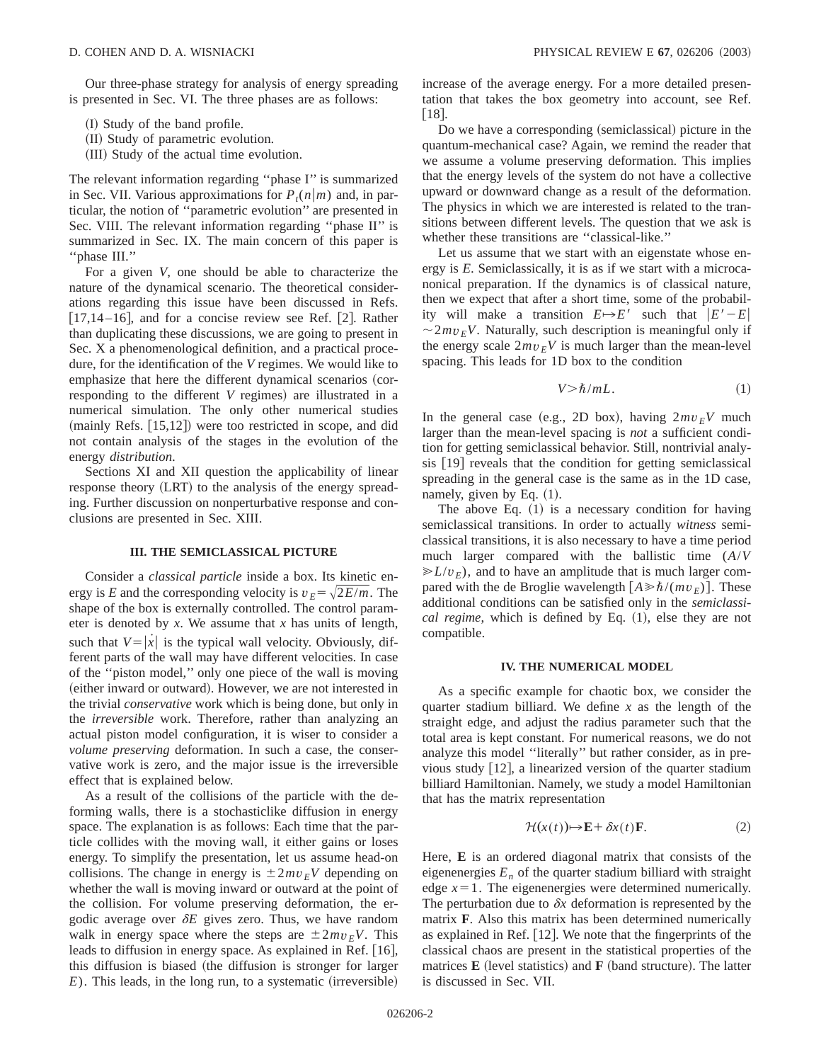Our three-phase strategy for analysis of energy spreading is presented in Sec. VI. The three phases are as follows:

(I) Study of the band profile.
(II) Study of parametric evolution.
(III) Study of the actual time evolution.

The relevant information regarding "phase I" is summarized in Sec. VII. Various approximations for $P_t(n|m)$ and, in particular, the notion of "parametric evolution" are presented in Sec. VIII. The relevant information regarding "phase II" is summarized in Sec. IX. The main concern of this paper is "phase III."

For a given $V$, one should be able to characterize the nature of the dynamical scenario. The theoretical considerations regarding this issue have been discussed in Refs. [17,14–16], and for a concise review see Ref. [2]. Rather than duplicating these discussions, we are going to present in Sec. X a phenomenological definition, and a practical procedure, for the identification of the $V$ regimes. We would like to emphasize that here the different dynamical scenarios (corresponding to the different $V$ regimes) are illustrated in a numerical simulation. The only other numerical studies (mainly Refs. [15,12]) were too restricted in scope, and did not contain analysis of the stages in the evolution of the energy *distribution*.

Sections XI and XII question the applicability of linear response theory (LRT) to the analysis of the energy spreading. Further discussion on nonperturbative response and conclusions are presented in Sec. XIII.

### III. THE SEMICLASSICAL PICTURE

Consider a *classical particle* inside a box. Its kinetic energy is $E$ and the corresponding velocity is $v_E = \sqrt{2E/m}$. The shape of the box is externally controlled. The control parameter is denoted by $x$. We assume that $x$ has units of length, such that $V = |\dot{x}|$ is the typical wall velocity. Obviously, different parts of the wall may have different velocities. In case of the "piston model," only one piece of the wall is moving (either inward or outward). However, we are not interested in the trivial *conservative* work which is being done, but only in the *irreversible* work. Therefore, rather than analyzing an actual piston model configuration, it is wiser to consider a *volume preserving* deformation. In such a case, the conservative work is zero, and the major issue is the irreversible effect that is explained below.

As a result of the collisions of the particle with the deforming walls, there is a stochasticlike diffusion in energy space. The explanation is as follows: Each time that the particle collides with the moving wall, it either gains or loses energy. To simplify the presentation, let us assume head-on collisions. The change in energy is $\pm 2mv_E V$ depending on whether the wall is moving inward or outward at the point of the collision. For volume preserving deformation, the ergodic average over $\delta E$ gives zero. Thus, we have random walk in energy space where the steps are $\pm 2mv_E V$. This leads to diffusion in energy space. As explained in Ref. [16], this diffusion is biased (the diffusion is stronger for larger $E$). This leads, in the long run, to a systematic (irreversible) increase of the average energy. For a more detailed presentation that takes the box geometry into account, see Ref. [18].

Do we have a corresponding (semiclassical) picture in the quantum-mechanical case? Again, we remind the reader that we assume a volume preserving deformation. This implies that the energy levels of the system do not have a collective upward or downward change as a result of the deformation. The physics in which we are interested is related to the transitions between different levels. The question that we ask is whether these transitions are "classical-like."

Let us assume that we start with an eigenstate whose energy is $E$. Semiclassically, it is as if we start with a microcanonical preparation. If the dynamics is of classical nature, then we expect that after a short time, some of the probability will make a transition $E \mapsto E'$ such that $|E'-E| \sim 2mv_E V$. Naturally, such description is meaningful only if the energy scale $2mv_E V$ is much larger than the mean-level spacing. This leads for 1D box to the condition

$$V > \hbar/mL. \tag{1}$$

In the general case (e.g., 2D box), having $2mv_E V$ much larger than the mean-level spacing is *not* a sufficient condition for getting semiclassical behavior. Still, nontrivial analysis [19] reveals that the condition for getting semiclassical spreading in the general case is the same as in the 1D case, namely, given by Eq. (1).

The above Eq. (1) is a necessary condition for having semiclassical transitions. In order to actually *witness* semiclassical transitions, it is also necessary to have a time period much larger compared with the ballistic time ($A/V \gg L/v_E$), and to have an amplitude that is much larger compared with the de Broglie wavelength $[A \gg \hbar/(mv_E)]$. These additional conditions can be satisfied only in the *semiclassical regime*, which is defined by Eq. (1), else they are not compatible.

### IV. THE NUMERICAL MODEL

As a specific example for chaotic box, we consider the quarter stadium billiard. We define $x$ as the length of the straight edge, and adjust the radius parameter such that the total area is kept constant. For numerical reasons, we do not analyze this model "literally" but rather consider, as in previous study [12], a linearized version of the quarter stadium billiard Hamiltonian. Namely, we study a model Hamiltonian that has the matrix representation

$$\mathcal{H}(x(t)) \mapsto \mathbf{E} + \delta x(t)\mathbf{F}. \tag{2}$$

Here, $\mathbf{E}$ is an ordered diagonal matrix that consists of the eigenenergies $E_n$ of the quarter stadium billiard with straight edge $x=1$. The eigenenergies were determined numerically. The perturbation due to $\delta x$ deformation is represented by the matrix $\mathbf{F}$. Also this matrix has been determined numerically as explained in Ref. [12]. We note that the fingerprints of the classical chaos are present in the statistical properties of the matrices $\mathbf{E}$ (level statistics) and $\mathbf{F}$ (band structure). The latter is discussed in Sec. VII.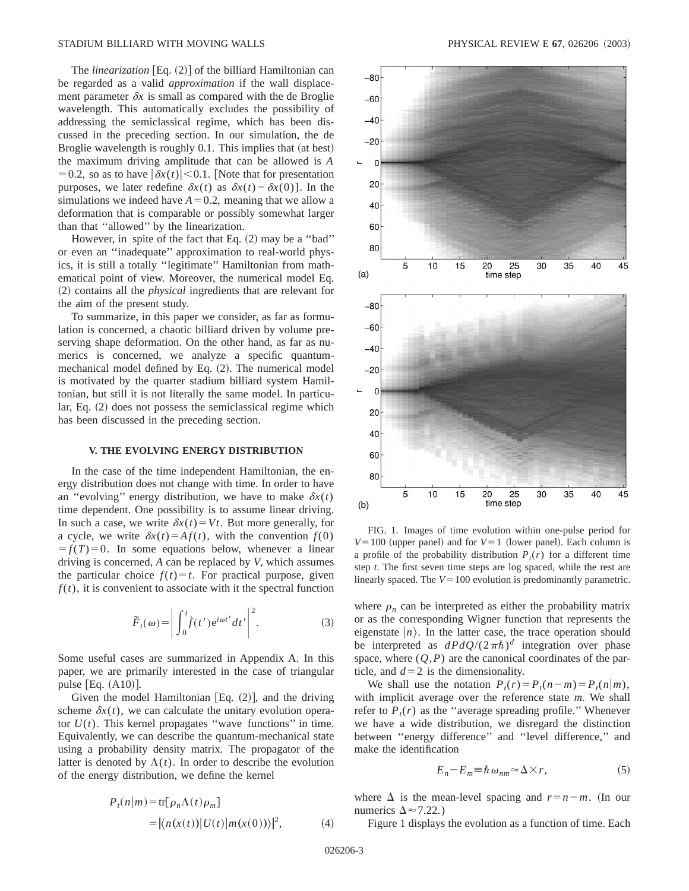The *linearization* [Eq. (2)] of the billiard Hamiltonian can be regarded as a valid *approximation* if the wall displacement parameter $\delta x$ is small as compared with the de Broglie wavelength. This automatically excludes the possibility of addressing the semiclassical regime, which has been discussed in the preceding section. In our simulation, the de Broglie wavelength is roughly 0.1. This implies that (at best) the maximum driving amplitude that can be allowed is $A = 0.2$, so as to have $|\delta x(t)| < 0.1$. [Note that for presentation purposes, we later redefine $\delta x(t)$ as $\delta x(t) - \delta x(0)$]. In the simulations we indeed have $A = 0.2$, meaning that we allow a deformation that is comparable or possibly somewhat larger than that "allowed" by the linearization.

However, in spite of the fact that Eq. (2) may be a "bad" or even an "inadequate" approximation to real-world physics, it is still a totally "legitimate" Hamiltonian from mathematical point of view. Moreover, the numerical model Eq. (2) contains all the *physical* ingredients that are relevant for the aim of the present study.

To summarize, in this paper we consider, as far as formulation is concerned, a chaotic billiard driven by volume preserving shape deformation. On the other hand, as far as numerics is concerned, we analyze a specific quantum-mechanical model defined by Eq. (2). The numerical model is motivated by the quarter stadium billiard system Hamiltonian, but still it is not literally the same model. In particular, Eq. (2) does not possess the semiclassical regime which has been discussed in the preceding section.

## V. THE EVOLVING ENERGY DISTRIBUTION

In the case of the time independent Hamiltonian, the energy distribution does not change with time. In order to have an "evolving" energy distribution, we have to make $\delta x(t)$ time dependent. One possibility is to assume linear driving. In such a case, we write $\delta x(t) = Vt$. But more generally, for a cycle, we write $\delta x(t) = Af(t)$, with the convention $f(0) = f(T) = 0$. In some equations below, whenever a linear driving is concerned, $A$ can be replaced by $V$, which assumes the particular choice $f(t) = t$. For practical purpose, given $f(t)$, it is convenient to associate with it the spectral function

$$\tilde{F}_t(\omega) = \left| \int_0^t \dot{f}(t') e^{i\omega t'} dt' \right|^2 . \tag{3}$$

Some useful cases are summarized in Appendix A. In this paper, we are primarily interested in the case of triangular pulse [Eq. (A10)].

Given the model Hamiltonian [Eq. (2)], and the driving scheme $\delta x(t)$, we can calculate the unitary evolution operator $U(t)$. This kernel propagates "wave functions" in time. Equivalently, we can describe the quantum-mechanical state using a probability density matrix. The propagator of the latter is denoted by $\Lambda(t)$. In order to describe the evolution of the energy distribution, we define the kernel

$$\begin{aligned} P_t(n|m) &= \mathrm{tr}[\rho_n \Lambda(t) \rho_m] \\ &= |\langle n(x(t)) | U(t) | m(x(0)) \rangle|^2 , \end{aligned} \tag{4}$$

FIG. 1. Images of time evolution within one-pulse period for $V = 100$ (upper panel) and for $V = 1$ (lower panel). Each column is a profile of the probability distribution $P_t(r)$ for a different time step $t$. The first seven time steps are log spaced, while the rest are linearly spaced. The $V = 100$ evolution is predominantly parametric.

where $\rho_n$ can be interpreted as either the probability matrix or as the corresponding Wigner function that represents the eigenstate $|n\rangle$. In the latter case, the trace operation should be interpreted as $dPdQ/(2\pi\hbar)^d$ integration over phase space, where $(Q,P)$ are the canonical coordinates of the particle, and $d = 2$ is the dimensionality.

We shall use the notation $P_t(r) = P_t(n-m) = P_t(n|m)$, with implicit average over the reference state $m$. We shall refer to $P_t(r)$ as the "average spreading profile." Whenever we have a wide distribution, we disregard the distinction between "energy difference" and "level difference," and make the identification

$$E_n - E_m \equiv \hbar \omega_{nm} \approx \Delta \times r, \tag{5}$$

where $\Delta$ is the mean-level spacing and $r = n - m$. (In our numerics $\Delta \approx 7.22$.)

Figure 1 displays the evolution as a function of time. Each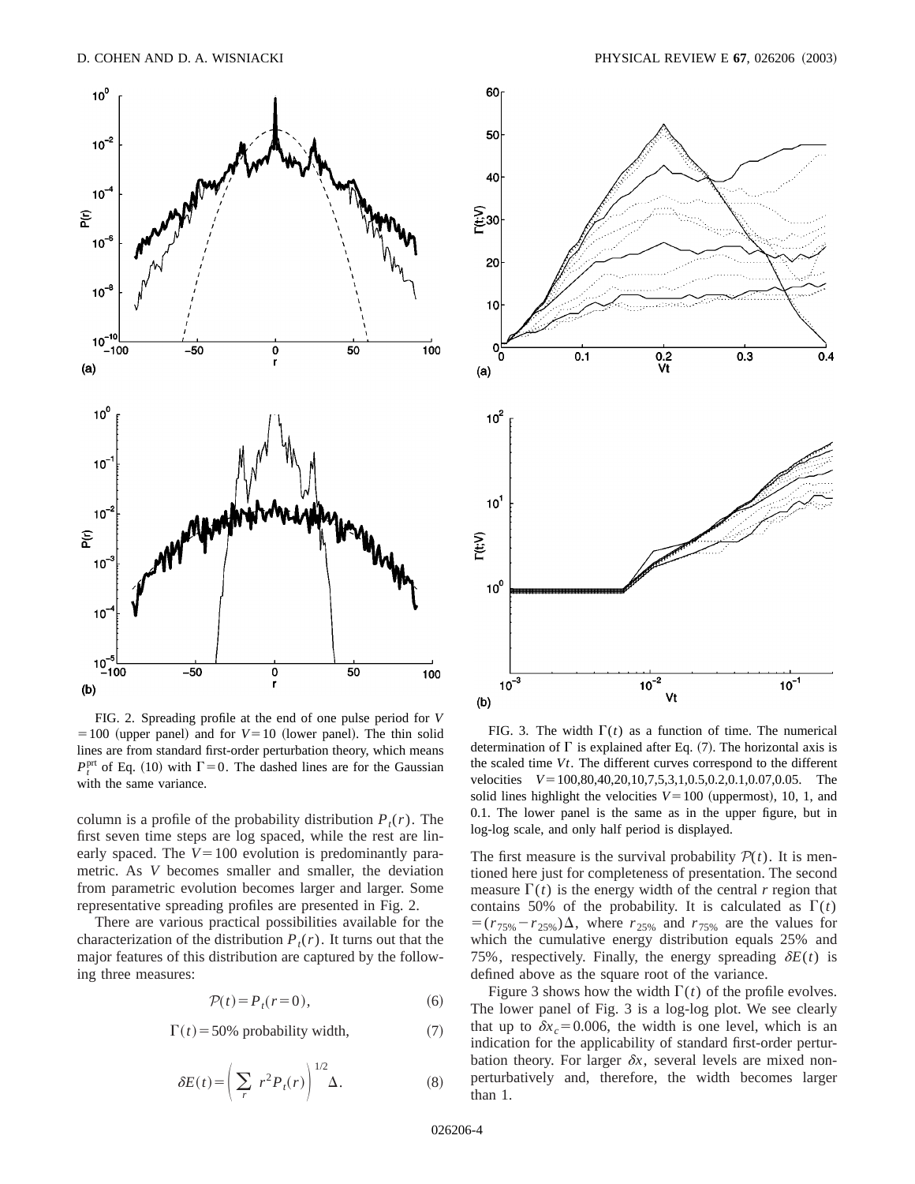FIG. 2. Spreading profile at the end of one pulse period for $V = 100$ (upper panel) and for $V = 10$ (lower panel). The thin solid lines are from standard first-order perturbation theory, which means $P_t^{\text{prt}}$ of Eq. (10) with $\Gamma = 0$. The dashed lines are for the Gaussian with the same variance.

FIG. 3. The width $\Gamma(t)$ as a function of time. The numerical determination of $\Gamma$ is explained after Eq. (7). The horizontal axis is the scaled time $Vt$. The different curves correspond to the different velocities $V = 100, 80, 40, 20, 10, 7, 5, 3, 1, 0.5, 0.2, 0.1, 0.07, 0.05$. The solid lines highlight the velocities $V = 100$ (uppermost), 10, 1, and 0.1. The lower panel is the same as in the upper figure, but in log-log scale, and only half period is displayed.

column is a profile of the probability distribution $P_t(r)$. The first seven time steps are log spaced, while the rest are linearly spaced. The $V = 100$ evolution is predominantly parametric. As $V$ becomes smaller and smaller, the deviation from parametric evolution becomes larger and larger. Some representative spreading profiles are presented in Fig. 2.

There are various practical possibilities available for the characterization of the distribution $P_t(r)$. It turns out that the major features of this distribution are captured by the following three measures:

$$\mathcal{P}(t) = P_t(r=0), \tag{6}$$

$$\Gamma(t) = 50\% \text{ probability width}, \tag{7}$$

$$\delta E(t) = \left( \sum_r r^2 P_t(r) \right)^{1/2} \Delta. \tag{8}$$

The first measure is the survival probability $\mathcal{P}(t)$. It is mentioned here just for completeness of presentation. The second measure $\Gamma(t)$ is the energy width of the central $r$ region that contains 50% of the probability. It is calculated as $\Gamma(t) = (r_{75\%} - r_{25\%})\Delta$, where $r_{25\%}$ and $r_{75\%}$ are the values for which the cumulative energy distribution equals 25% and 75%, respectively. Finally, the energy spreading $\delta E(t)$ is defined above as the square root of the variance.

Figure 3 shows how the width $\Gamma(t)$ of the profile evolves. The lower panel of Fig. 3 is a log-log plot. We see clearly that up to $\delta x_c = 0.006$, the width is one level, which is an indication for the applicability of standard first-order perturbation theory. For larger $\delta x$, several levels are mixed nonperturbatively and, therefore, the width becomes larger than 1.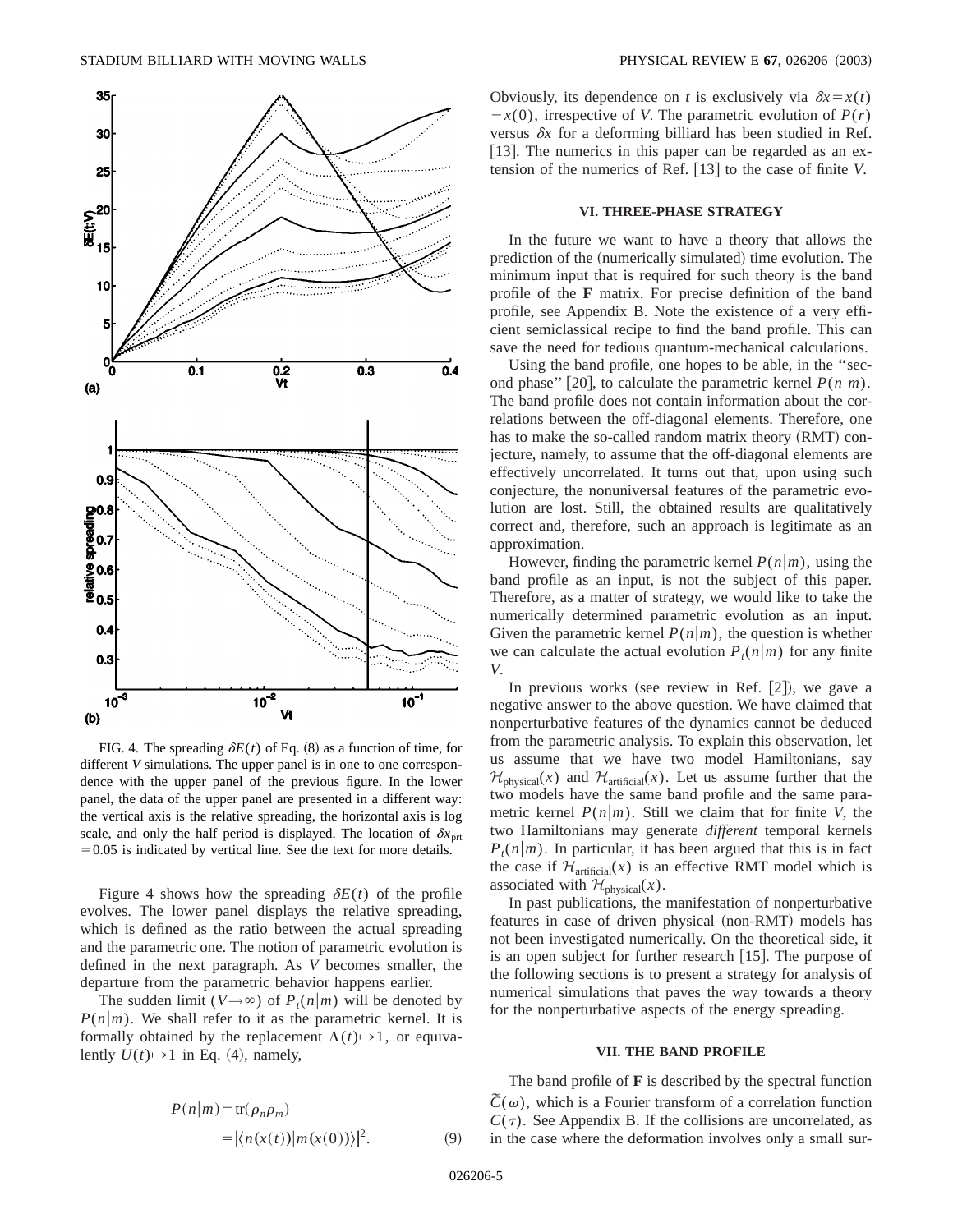FIG. 4. The spreading $\delta E(t)$ of Eq. (8) as a function of time, for different $V$ simulations. The upper panel is in one to one correspondence with the upper panel of the previous figure. In the lower panel, the data of the upper panel are presented in a different way: the vertical axis is the relative spreading, the horizontal axis is log scale, and only the half period is displayed. The location of $\delta x_{\rm prt} = 0.05$ is indicated by vertical line. See the text for more details.

Figure 4 shows how the spreading $\delta E(t)$ of the profile evolves. The lower panel displays the relative spreading, which is defined as the ratio between the actual spreading and the parametric one. The notion of parametric evolution is defined in the next paragraph. As $V$ becomes smaller, the departure from the parametric behavior happens earlier.

The sudden limit ($V\rightarrow\infty$) of $P_t(n|m)$ will be denoted by $P(n|m)$. We shall refer to it as the parametric kernel. It is formally obtained by the replacement $\Lambda(t)\mapsto 1$, or equivalently $U(t)\mapsto 1$ in Eq. (4), namely,

$$P(n|m) = \mathrm{tr}(\rho_n \rho_m) = |\langle n(x(t))|m(x(0))\rangle|^2. \tag{9}$$

Obviously, its dependence on $t$ is exclusively via $\delta x = x(t) - x(0)$, irrespective of $V$. The parametric evolution of $P(r)$ versus $\delta x$ for a deforming billiard has been studied in Ref. [13]. The numerics in this paper can be regarded as an extension of the numerics of Ref. [13] to the case of finite $V$.

## VI. THREE-PHASE STRATEGY

In the future we want to have a theory that allows the prediction of the (numerically simulated) time evolution. The minimum input that is required for such theory is the band profile of the **F** matrix. For precise definition of the band profile, see Appendix B. Note the existence of a very efficient semiclassical recipe to find the band profile. This can save the need for tedious quantum-mechanical calculations.

Using the band profile, one hopes to be able, in the "second phase" [20], to calculate the parametric kernel $P(n|m)$. The band profile does not contain information about the correlations between the off-diagonal elements. Therefore, one has to make the so-called random matrix theory (RMT) conjecture, namely, to assume that the off-diagonal elements are effectively uncorrelated. It turns out that, upon using such conjecture, the nonuniversal features of the parametric evolution are lost. Still, the obtained results are qualitatively correct and, therefore, such an approach is legitimate as an approximation.

However, finding the parametric kernel $P(n|m)$, using the band profile as an input, is not the subject of this paper. Therefore, as a matter of strategy, we would like to take the numerically determined parametric evolution as an input. Given the parametric kernel $P(n|m)$, the question is whether we can calculate the actual evolution $P_t(n|m)$ for any finite $V$.

In previous works (see review in Ref. [2]), we gave a negative answer to the above question. We have claimed that nonperturbative features of the dynamics cannot be deduced from the parametric analysis. To explain this observation, let us assume that we have two model Hamiltonians, say $\mathcal{H}_{\rm physical}(x)$ and $\mathcal{H}_{\rm artificial}(x)$. Let us assume further that the two models have the same band profile and the same parametric kernel $P(n|m)$. Still we claim that for finite $V$, the two Hamiltonians may generate *different* temporal kernels $P_t(n|m)$. In particular, it has been argued that this is in fact the case if $\mathcal{H}_{\rm artificial}(x)$ is an effective RMT model which is associated with $\mathcal{H}_{\rm physical}(x)$.

In past publications, the manifestation of nonperturbative features in case of driven physical (non-RMT) models has not been investigated numerically. On the theoretical side, it is an open subject for further research [15]. The purpose of the following sections is to present a strategy for analysis of numerical simulations that paves the way towards a theory for the nonperturbative aspects of the energy spreading.

## VII. THE BAND PROFILE

The band profile of **F** is described by the spectral function $\tilde{C}(\omega)$, which is a Fourier transform of a correlation function $C(\tau)$. See Appendix B. If the collisions are uncorrelated, as in the case where the deformation involves only a small sur-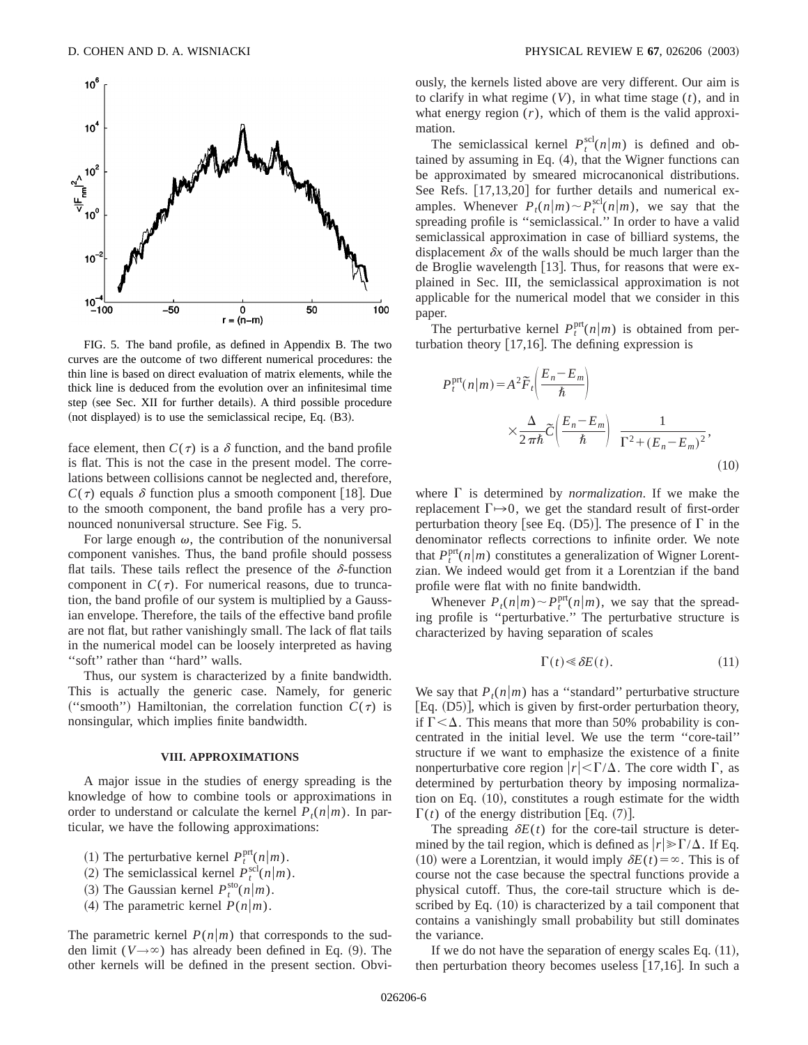FIG. 5. The band profile, as defined in Appendix B. The two curves are the outcome of two different numerical procedures: the thin line is based on direct evaluation of matrix elements, while the thick line is deduced from the evolution over an infinitesimal time step (see Sec. XII for further details). A third possible procedure (not displayed) is to use the semiclassical recipe, Eq. (B3).

face element, then $C(\tau)$ is a $\delta$ function, and the band profile is flat. This is not the case in the present model. The correlations between collisions cannot be neglected and, therefore, $C(\tau)$ equals $\delta$ function plus a smooth component [18]. Due to the smooth component, the band profile has a very pronounced nonuniversal structure. See Fig. 5.

For large enough $\omega$, the contribution of the nonuniversal component vanishes. Thus, the band profile should possess flat tails. These tails reflect the presence of the $\delta$-function component in $C(\tau)$. For numerical reasons, due to truncation, the band profile of our system is multiplied by a Gaussian envelope. Therefore, the tails of the effective band profile are not flat, but rather vanishingly small. The lack of flat tails in the numerical model can be loosely interpreted as having "soft" rather than "hard" walls.

Thus, our system is characterized by a finite bandwidth. This is actually the generic case. Namely, for generic ("smooth") Hamiltonian, the correlation function $C(\tau)$ is nonsingular, which implies finite bandwidth.

## VIII. APPROXIMATIONS

A major issue in the studies of energy spreading is the knowledge of how to combine tools or approximations in order to understand or calculate the kernel $P_t(n|m)$. In particular, we have the following approximations:

(1) The perturbative kernel $P_t^{\mathrm{prt}}(n|m)$.

(2) The semiclassical kernel $P_t^{\mathrm{scl}}(n|m)$.

(3) The Gaussian kernel $P_t^{\mathrm{sto}}(n|m)$.

(4) The parametric kernel $P(n|m)$.

The parametric kernel $P(n|m)$ that corresponds to the sudden limit ($V\to\infty$) has already been defined in Eq. (9). The other kernels will be defined in the present section. Obviously, the kernels listed above are very different. Our aim is to clarify in what regime ($V$), in what time stage ($t$), and in what energy region ($r$), which of them is the valid approximation.

The semiclassical kernel $P_t^{\mathrm{scl}}(n|m)$ is defined and obtained by assuming in Eq. (4), that the Wigner functions can be approximated by smeared microcanonical distributions. See Refs. [17,13,20] for further details and numerical examples. Whenever $P_t(n|m)\sim P_t^{\mathrm{scl}}(n|m)$, we say that the spreading profile is "semiclassical." In order to have a valid semiclassical approximation in case of billiard systems, the displacement $\delta x$ of the walls should be much larger than the de Broglie wavelength [13]. Thus, for reasons that were explained in Sec. III, the semiclassical approximation is not applicable for the numerical model that we consider in this paper.

The perturbative kernel $P_t^{\mathrm{prt}}(n|m)$ is obtained from perturbation theory [17,16]. The defining expression is

$$P_t^{\mathrm{prt}}(n|m)=A^2\tilde{F}_t\left(\frac{E_n-E_m}{\hbar}\right)\times\frac{\Delta}{2\pi\hbar}\tilde{C}\left(\frac{E_n-E_m}{\hbar}\right)\ \frac{1}{\Gamma^2+(E_n-E_m)^2},\tag{10}$$

where $\Gamma$ is determined by *normalization*. If we make the replacement $\Gamma\mapsto 0$, we get the standard result of first-order perturbation theory [see Eq. (D5)]. The presence of $\Gamma$ in the denominator reflects corrections to infinite order. We note that $P_t^{\mathrm{prt}}(n|m)$ constitutes a generalization of Wigner Lorentzian. We indeed would get from it a Lorentzian if the band profile were flat with no finite bandwidth.

Whenever $P_t(n|m)\sim P_t^{\mathrm{prt}}(n|m)$, we say that the spreading profile is "perturbative." The perturbative structure is characterized by having separation of scales

$$\Gamma(t)\ll\delta E(t).\tag{11}$$

We say that $P_t(n|m)$ has a "standard" perturbative structure [Eq. (D5)], which is given by first-order perturbation theory, if $\Gamma<\Delta$. This means that more than 50% probability is concentrated in the initial level. We use the term "core-tail" structure if we want to emphasize the existence of a finite nonperturbative core region $|r|<\Gamma/\Delta$. The core width $\Gamma$, as determined by perturbation theory by imposing normalization on Eq. (10), constitutes a rough estimate for the width $\Gamma(t)$ of the energy distribution [Eq. (7)].

The spreading $\delta E(t)$ for the core-tail structure is determined by the tail region, which is defined as $|r|\gg\Gamma/\Delta$. If Eq. (10) were a Lorentzian, it would imply $\delta E(t)=\infty$. This is of course not the case because the spectral functions provide a physical cutoff. Thus, the core-tail structure which is described by Eq. (10) is characterized by a tail component that contains a vanishingly small probability but still dominates the variance.

If we do not have the separation of energy scales Eq. (11), then perturbation theory becomes useless [17,16]. In such a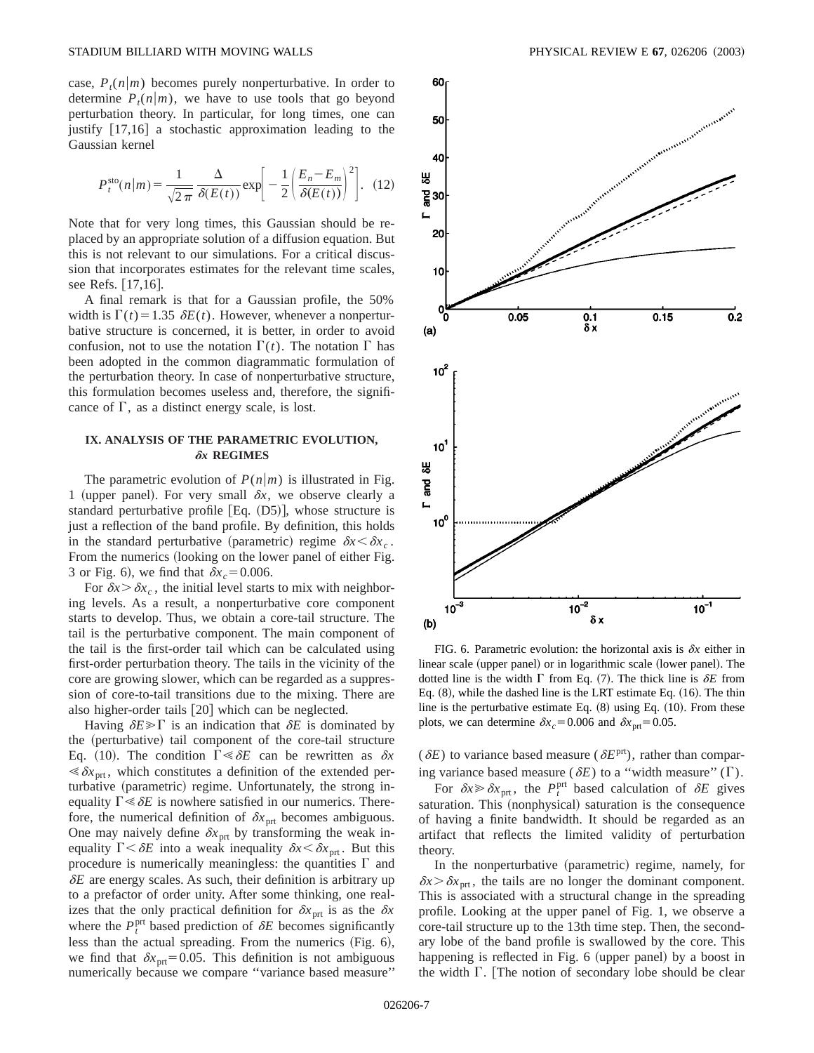case, $P_t(n|m)$ becomes purely nonperturbative. In order to determine $P_t(n|m)$, we have to use tools that go beyond perturbation theory. In particular, for long times, one can justify [17,16] a stochastic approximation leading to the Gaussian kernel

$$P_t^{\mathrm{sto}}(n|m) = \frac{1}{\sqrt{2\pi}} \frac{\Delta}{\delta(E(t))} \exp\left[ -\frac{1}{2}\left(\frac{E_n - E_m}{\delta(E(t))}\right)^2 \right]. \quad (12)$$

Note that for very long times, this Gaussian should be replaced by an appropriate solution of a diffusion equation. But this is not relevant to our simulations. For a critical discussion that incorporates estimates for the relevant time scales, see Refs. [17,16].

A final remark is that for a Gaussian profile, the 50% width is $\Gamma(t) = 1.35\ \delta E(t)$. However, whenever a nonperturbative structure is concerned, it is better, in order to avoid confusion, not to use the notation $\Gamma(t)$. The notation $\Gamma$ has been adopted in the common diagrammatic formulation of the perturbation theory. In case of nonperturbative structure, this formulation becomes useless and, therefore, the significance of $\Gamma$, as a distinct energy scale, is lost.

## IX. ANALYSIS OF THE PARAMETRIC EVOLUTION, $\delta x$ REGIMES

The parametric evolution of $P(n|m)$ is illustrated in Fig. 1 (upper panel). For very small $\delta x$, we observe clearly a standard perturbative profile [Eq. (D5)], whose structure is just a reflection of the band profile. By definition, this holds in the standard perturbative (parametric) regime $\delta x < \delta x_c$. From the numerics (looking on the lower panel of either Fig. 3 or Fig. 6), we find that $\delta x_c = 0.006$.

For $\delta x > \delta x_c$, the initial level starts to mix with neighboring levels. As a result, a nonperturbative core component starts to develop. Thus, we obtain a core-tail structure. The tail is the perturbative component. The main component of the tail is the first-order tail which can be calculated using first-order perturbation theory. The tails in the vicinity of the core are growing slower, which can be regarded as a suppression of core-to-tail transitions due to the mixing. There are also higher-order tails [20] which can be neglected.

Having $\delta E \gg \Gamma$ is an indication that $\delta E$ is dominated by the (perturbative) tail component of the core-tail structure Eq. (10). The condition $\Gamma \ll \delta E$ can be rewritten as $\delta x \ll \delta x_{\mathrm{prt}}$, which constitutes a definition of the extended perturbative (parametric) regime. Unfortunately, the strong inequality $\Gamma \ll \delta E$ is nowhere satisfied in our numerics. Therefore, the numerical definition of $\delta x_{\mathrm{prt}}$ becomes ambiguous. One may naively define $\delta x_{\mathrm{prt}}$ by transforming the weak inequality $\Gamma < \delta E$ into a weak inequality $\delta x < \delta x_{\mathrm{prt}}$. But this procedure is numerically meaningless: the quantities $\Gamma$ and $\delta E$ are energy scales. As such, their definition is arbitrary up to a prefactor of order unity. After some thinking, one realizes that the only practical definition for $\delta x_{\mathrm{prt}}$ is as the $\delta x$ where the $P_t^{\mathrm{prt}}$ based prediction of $\delta E$ becomes significantly less than the actual spreading. From the numerics (Fig. 6), we find that $\delta x_{\mathrm{prt}} = 0.05$. This definition is not ambiguous numerically because we compare "variance based measure" ($\delta E$) to variance based measure ($\delta E^{\mathrm{prt}}$), rather than comparing variance based measure ($\delta E$) to a "width measure" ($\Gamma$).

For $\delta x \gg \delta x_{\mathrm{prt}}$, the $P_t^{\mathrm{prt}}$ based calculation of $\delta E$ gives saturation. This (nonphysical) saturation is the consequence of having a finite bandwidth. It should be regarded as an artifact that reflects the limited validity of perturbation theory.

In the nonperturbative (parametric) regime, namely, for $\delta x > \delta x_{\mathrm{prt}}$, the tails are no longer the dominant component. This is associated with a structural change in the spreading profile. Looking at the upper panel of Fig. 1, we observe a core-tail structure up to the 13th time step. Then, the secondary lobe of the band profile is swallowed by the core. This happening is reflected in Fig. 6 (upper panel) by a boost in the width $\Gamma$. [The notion of secondary lobe should be clear

FIG. 6. Parametric evolution: the horizontal axis is $\delta x$ either in linear scale (upper panel) or in logarithmic scale (lower panel). The dotted line is the width $\Gamma$ from Eq. (7). The thick line is $\delta E$ from Eq. (8), while the dashed line is the LRT estimate Eq. (16). The thin line is the perturbative estimate Eq. (8) using Eq. (10). From these plots, we can determine $\delta x_c = 0.006$ and $\delta x_{\mathrm{prt}} = 0.05$.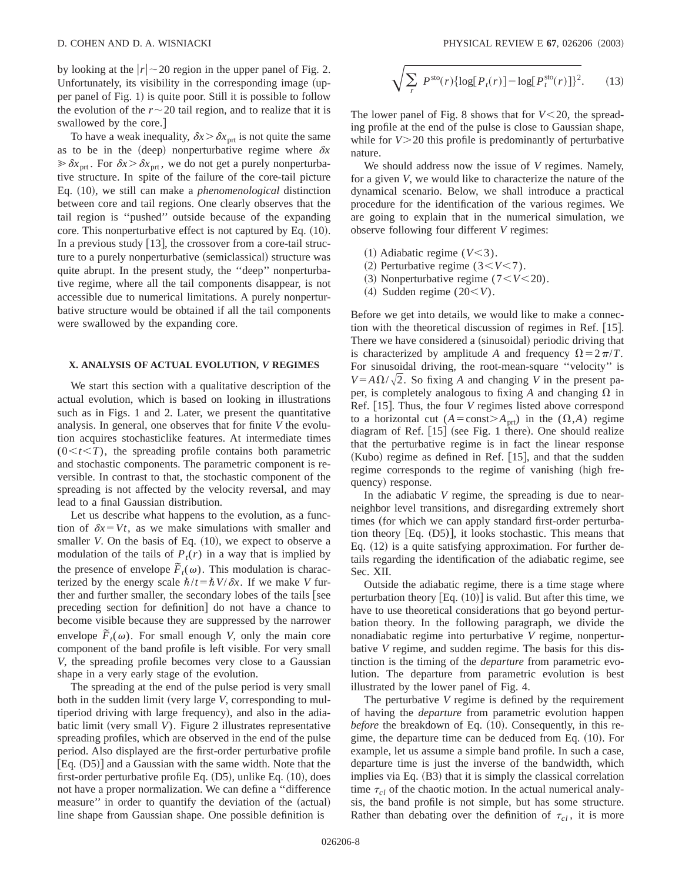by looking at the $|r|\sim 20$ region in the upper panel of Fig. 2. Unfortunately, its visibility in the corresponding image (upper panel of Fig. 1) is quite poor. Still it is possible to follow the evolution of the $r\sim 20$ tail region, and to realize that it is swallowed by the core.]

To have a weak inequality, $\delta x > \delta x_{\rm prt}$ is not quite the same as to be in the (deep) nonperturbative regime where $\delta x \gg \delta x_{\rm prt}$. For $\delta x > \delta x_{\rm prt}$, we do not get a purely nonperturbative structure. In spite of the failure of the core-tail picture Eq. (10), we still can make a *phenomenological* distinction between core and tail regions. One clearly observes that the tail region is "pushed" outside because of the expanding core. This nonperturbative effect is not captured by Eq. (10). In a previous study [13], the crossover from a core-tail structure to a purely nonperturbative (semiclassical) structure was quite abrupt. In the present study, the "deep" nonperturbative regime, where all the tail components disappear, is not accessible due to numerical limitations. A purely nonperturbative structure would be obtained if all the tail components were swallowed by the expanding core.

## X. ANALYSIS OF ACTUAL EVOLUTION, $V$ REGIMES

We start this section with a qualitative description of the actual evolution, which is based on looking in illustrations such as in Figs. 1 and 2. Later, we present the quantitative analysis. In general, one observes that for finite $V$ the evolution acquires stochasticlike features. At intermediate times $(0<t<T)$, the spreading profile contains both parametric and stochastic components. The parametric component is reversible. In contrast to that, the stochastic component of the spreading is not affected by the velocity reversal, and may lead to a final Gaussian distribution.

Let us describe what happens to the evolution, as a function of $\delta x = Vt$, as we make simulations with smaller and smaller $V$. On the basis of Eq. (10), we expect to observe a modulation of the tails of $P_t(r)$ in a way that is implied by the presence of envelope $\tilde{F}_t(\omega)$. This modulation is characterized by the energy scale $\hbar/t=\hbar V/\delta x$. If we make $V$ further and further smaller, the secondary lobes of the tails [see preceding section for definition] do not have a chance to become visible because they are suppressed by the narrower envelope $\tilde{F}_t(\omega)$. For small enough $V$, only the main core component of the band profile is left visible. For very small $V$, the spreading profile becomes very close to a Gaussian shape in a very early stage of the evolution.

The spreading at the end of the pulse period is very small both in the sudden limit (very large $V$, corresponding to multiperiod driving with large frequency), and also in the adiabatic limit (very small $V$). Figure 2 illustrates representative spreading profiles, which are observed in the end of the pulse period. Also displayed are the first-order perturbative profile [Eq. (D5)] and a Gaussian with the same width. Note that the first-order perturbative profile Eq. (D5), unlike Eq. (10), does not have a proper normalization. We can define a "difference measure" in order to quantify the deviation of the (actual) line shape from Gaussian shape. One possible definition is

$$\sqrt{\sum_r P^{\rm sto}(r)\{\log[P_t(r)]-\log[P_t^{\rm sto}(r)]\}^2}. \qquad (13)$$

The lower panel of Fig. 8 shows that for $V<20$, the spreading profile at the end of the pulse is close to Gaussian shape, while for $V>20$ this profile is predominantly of perturbative nature.

We should address now the issue of $V$ regimes. Namely, for a given $V$, we would like to characterize the nature of the dynamical scenario. Below, we shall introduce a practical procedure for the identification of the various regimes. We are going to explain that in the numerical simulation, we observe following four different $V$ regimes:

(1) Adiabatic regime $(V<3)$.
(2) Perturbative regime $(3<V<7)$.
(3) Nonperturbative regime $(7<V<20)$.
(4) Sudden regime $(20<V)$.

Before we get into details, we would like to make a connection with the theoretical discussion of regimes in Ref. [15]. There we have considered a (sinusoidal) periodic driving that is characterized by amplitude $A$ and frequency $\Omega=2\pi/T$. For sinusoidal driving, the root-mean-square "velocity" is $V=A\Omega/\sqrt{2}$. So fixing $A$ and changing $V$ in the present paper, is completely analogous to fixing $A$ and changing $\Omega$ in Ref. [15]. Thus, the four $V$ regimes listed above correspond to a horizontal cut $(A=\text{const}>A_{\rm prt})$ in the $(\Omega,A)$ regime diagram of Ref. [15] (see Fig. 1 there). One should realize that the perturbative regime is in fact the linear response (Kubo) regime as defined in Ref. [15], and that the sudden regime corresponds to the regime of vanishing (high frequency) response.

In the adiabatic $V$ regime, the spreading is due to near-neighbor level transitions, and disregarding extremely short times (for which we can apply standard first-order perturbation theory [Eq. (D5)], it looks stochastic. This means that Eq. (12) is a quite satisfying approximation. For further details regarding the identification of the adiabatic regime, see Sec. XII.

Outside the adiabatic regime, there is a time stage where perturbation theory [Eq. (10)] is valid. But after this time, we have to use theoretical considerations that go beyond perturbation theory. In the following paragraph, we divide the nonadiabatic regime into perturbative $V$ regime, nonperturbative $V$ regime, and sudden regime. The basis for this distinction is the timing of the *departure* from parametric evolution. The departure from parametric evolution is best illustrated by the lower panel of Fig. 4.

The perturbative $V$ regime is defined by the requirement of having the *departure* from parametric evolution happen *before* the breakdown of Eq. (10). Consequently, in this regime, the departure time can be deduced from Eq. (10). For example, let us assume a simple band profile. In such a case, departure time is just the inverse of the bandwidth, which implies via Eq. (B3) that it is simply the classical correlation time $\tau_{cl}$ of the chaotic motion. In the actual numerical analysis, the band profile is not simple, but has some structure. Rather than debating over the definition of $\tau_{cl}$, it is more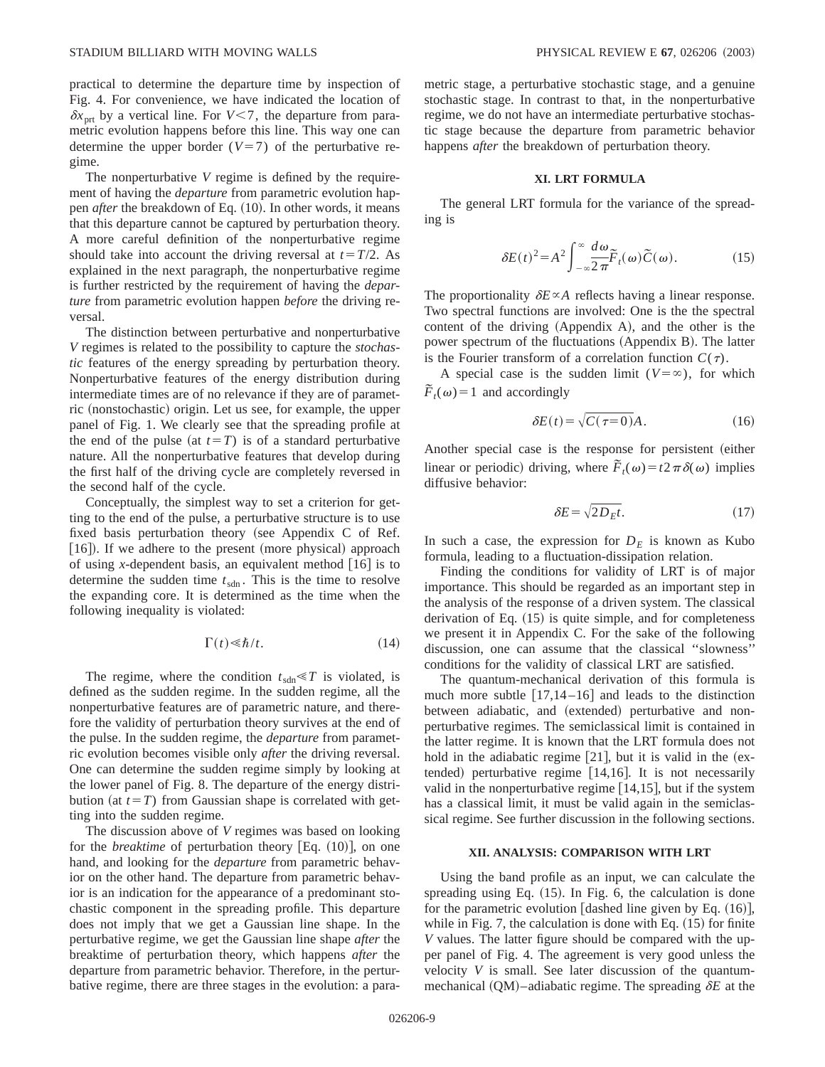practical to determine the departure time by inspection of Fig. 4. For convenience, we have indicated the location of $\delta x_{\text{prt}}$ by a vertical line. For $V<7$, the departure from parametric evolution happens before this line. This way one can determine the upper border ($V=7$) of the perturbative regime.

The nonperturbative $V$ regime is defined by the requirement of having the *departure* from parametric evolution happen *after* the breakdown of Eq. (10). In other words, it means that this departure cannot be captured by perturbation theory. A more careful definition of the nonperturbative regime should take into account the driving reversal at $t=T/2$. As explained in the next paragraph, the nonperturbative regime is further restricted by the requirement of having the *departure* from parametric evolution happen *before* the driving reversal.

The distinction between perturbative and nonperturbative $V$ regimes is related to the possibility to capture the *stochastic* features of the energy spreading by perturbation theory. Nonperturbative features of the energy distribution during intermediate times are of no relevance if they are of parametric (nonstochastic) origin. Let us see, for example, the upper panel of Fig. 1. We clearly see that the spreading profile at the end of the pulse (at $t=T$) is of a standard perturbative nature. All the nonperturbative features that develop during the first half of the driving cycle are completely reversed in the second half of the cycle.

Conceptually, the simplest way to set a criterion for getting to the end of the pulse, a perturbative structure is to use fixed basis perturbation theory (see Appendix C of Ref. [16]). If we adhere to the present (more physical) approach of using $x$-dependent basis, an equivalent method [16] is to determine the sudden time $t_{\text{sdn}}$. This is the time to resolve the expanding core. It is determined as the time when the following inequality is violated:

$$\Gamma(t) \ll \hbar/t. \tag{14}$$

The regime, where the condition $t_{\text{sdn}} \ll T$ is violated, is defined as the sudden regime. In the sudden regime, all the nonperturbative features are of parametric nature, and therefore the validity of perturbation theory survives at the end of the pulse. In the sudden regime, the *departure* from parametric evolution becomes visible only *after* the driving reversal. One can determine the sudden regime simply by looking at the lower panel of Fig. 8. The departure of the energy distribution (at $t=T$) from Gaussian shape is correlated with getting into the sudden regime.

The discussion above of $V$ regimes was based on looking for the *breaktime* of perturbation theory [Eq. (10)], on one hand, and looking for the *departure* from parametric behavior on the other hand. The departure from parametric behavior is an indication for the appearance of a predominant stochastic component in the spreading profile. This departure does not imply that we get a Gaussian line shape. In the perturbative regime, we get the Gaussian line shape *after* the breaktime of perturbation theory, which happens *after* the departure from parametric behavior. Therefore, in the perturbative regime, there are three stages in the evolution: a parametric stage, a perturbative stochastic stage, and a genuine stochastic stage. In contrast to that, in the nonperturbative regime, we do not have an intermediate perturbative stochastic stage because the departure from parametric behavior happens *after* the breakdown of perturbation theory.

## XI. LRT FORMULA

The general LRT formula for the variance of the spreading is

$$\delta E(t)^2 = A^2 \int_{-\infty}^{\infty} \frac{d\omega}{2\pi} \tilde{F}_t(\omega) \tilde{C}(\omega). \tag{15}$$

The proportionality $\delta E \propto A$ reflects having a linear response. Two spectral functions are involved: One is the the spectral content of the driving (Appendix A), and the other is the power spectrum of the fluctuations (Appendix B). The latter is the Fourier transform of a correlation function $C(\tau)$.

A special case is the sudden limit ($V=\infty$), for which $\tilde{F}_t(\omega)=1$ and accordingly

$$\delta E(t) = \sqrt{C(\tau=0)}A. \tag{16}$$

Another special case is the response for persistent (either linear or periodic) driving, where $\tilde{F}_t(\omega)=t2\pi\delta(\omega)$ implies diffusive behavior:

$$\delta E = \sqrt{2D_E t}. \tag{17}$$

In such a case, the expression for $D_E$ is known as Kubo formula, leading to a fluctuation-dissipation relation.

Finding the conditions for validity of LRT is of major importance. This should be regarded as an important step in the analysis of the response of a driven system. The classical derivation of Eq. (15) is quite simple, and for completeness we present it in Appendix C. For the sake of the following discussion, one can assume that the classical "slowness" conditions for the validity of classical LRT are satisfied.

The quantum-mechanical derivation of this formula is much more subtle [17,14–16] and leads to the distinction between adiabatic, and (extended) perturbative and nonperturbative regimes. The semiclassical limit is contained in the latter regime. It is known that the LRT formula does not hold in the adiabatic regime [21], but it is valid in the (extended) perturbative regime [14,16]. It is not necessarily valid in the nonperturbative regime [14,15], but if the system has a classical limit, it must be valid again in the semiclassical regime. See further discussion in the following sections.

## XII. ANALYSIS: COMPARISON WITH LRT

Using the band profile as an input, we can calculate the spreading using Eq. (15). In Fig. 6, the calculation is done for the parametric evolution [dashed line given by Eq. (16)], while in Fig. 7, the calculation is done with Eq. (15) for finite $V$ values. The latter figure should be compared with the upper panel of Fig. 4. The agreement is very good unless the velocity $V$ is small. See later discussion of the quantum-mechanical (QM)–adiabatic regime. The spreading $\delta E$ at the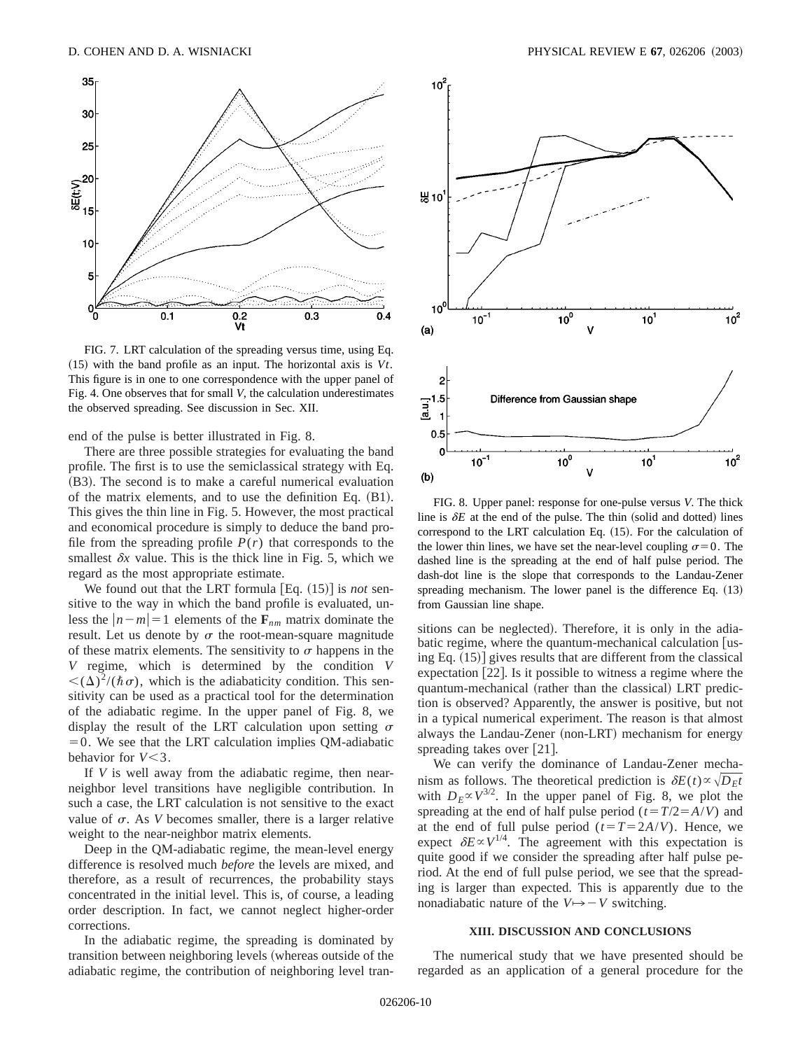FIG. 7. LRT calculation of the spreading versus time, using Eq. (15) with the band profile as an input. The horizontal axis is $Vt$. This figure is in one to one correspondence with the upper panel of Fig. 4. One observes that for small $V$, the calculation underestimates the observed spreading. See discussion in Sec. XII.

end of the pulse is better illustrated in Fig. 8.

There are three possible strategies for evaluating the band profile. The first is to use the semiclassical strategy with Eq. (B3). The second is to make a careful numerical evaluation of the matrix elements, and to use the definition Eq. (B1). This gives the thin line in Fig. 5. However, the most practical and economical procedure is simply to deduce the band profile from the spreading profile $P(r)$ that corresponds to the smallest $\delta x$ value. This is the thick line in Fig. 5, which we regard as the most appropriate estimate.

We found out that the LRT formula [Eq. (15)] is *not* sensitive to the way in which the band profile is evaluated, unless the $|n-m|=1$ elements of the $\mathbf{F}_{nm}$ matrix dominate the result. Let us denote by $\sigma$ the root-mean-square magnitude of these matrix elements. The sensitivity to $\sigma$ happens in the $V$ regime, which is determined by the condition $V < (\Delta)^2/(\hbar\sigma)$, which is the adiabaticity condition. This sensitivity can be used as a practical tool for the determination of the adiabatic regime. In the upper panel of Fig. 8, we display the result of the LRT calculation upon setting $\sigma = 0$. We see that the LRT calculation implies QM-adiabatic behavior for $V<3$.

If $V$ is well away from the adiabatic regime, then near-neighbor level transitions have negligible contribution. In such a case, the LRT calculation is not sensitive to the exact value of $\sigma$. As $V$ becomes smaller, there is a larger relative weight to the near-neighbor matrix elements.

Deep in the QM-adiabatic regime, the mean-level energy difference is resolved much *before* the levels are mixed, and therefore, as a result of recurrences, the probability stays concentrated in the initial level. This is, of course, a leading order description. In fact, we cannot neglect higher-order corrections.

In the adiabatic regime, the spreading is dominated by transition between neighboring levels (whereas outside of the adiabatic regime, the contribution of neighboring level transitions can be neglected). Therefore, it is only in the adiabatic regime, where the quantum-mechanical calculation [using Eq. (15)] gives results that are different from the classical expectation [22]. Is it possible to witness a regime where the quantum-mechanical (rather than the classical) LRT prediction is observed? Apparently, the answer is positive, but not in a typical numerical experiment. The reason is that almost always the Landau-Zener (non-LRT) mechanism for energy spreading takes over [21].

FIG. 8. Upper panel: response for one-pulse versus $V$. The thick line is $\delta E$ at the end of the pulse. The thin (solid and dotted) lines correspond to the LRT calculation Eq. (15). For the calculation of the lower thin lines, we have set the near-level coupling $\sigma = 0$. The dashed line is the spreading at the end of half pulse period. The dash-dot line is the slope that corresponds to the Landau-Zener spreading mechanism. The lower panel is the difference Eq. (13) from Gaussian line shape.

We can verify the dominance of Landau-Zener mechanism as follows. The theoretical prediction is $\delta E(t) \propto \sqrt{D_E t}$ with $D_E \propto V^{3/2}$. In the upper panel of Fig. 8, we plot the spreading at the end of half pulse period ($t=T/2=A/V$) and at the end of full pulse period ($t=T=2A/V$). Hence, we expect $\delta E \propto V^{1/4}$. The agreement with this expectation is quite good if we consider the spreading after half pulse period. At the end of full pulse period, we see that the spreading is larger than expected. This is apparently due to the nonadiabatic nature of the $V \mapsto -V$ switching.

## XIII. DISCUSSION AND CONCLUSIONS

The numerical study that we have presented should be regarded as an application of a general procedure for the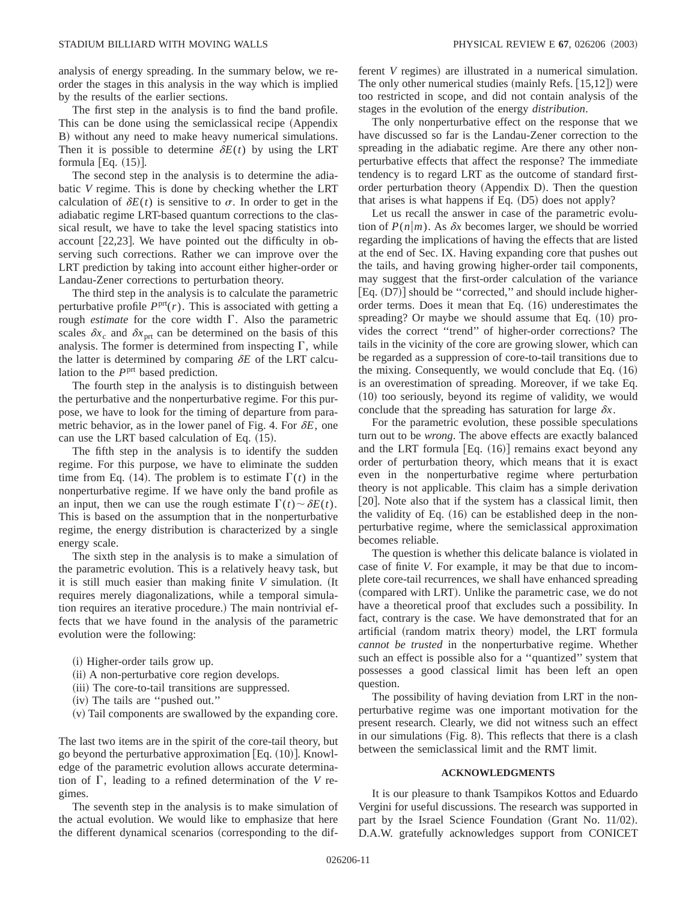analysis of energy spreading. In the summary below, we reorder the stages in this analysis in the way which is implied by the results of the earlier sections.

The first step in the analysis is to find the band profile. This can be done using the semiclassical recipe (Appendix B) without any need to make heavy numerical simulations. Then it is possible to determine $\delta E(t)$ by using the LRT formula [Eq. (15)].

The second step in the analysis is to determine the adiabatic $V$ regime. This is done by checking whether the LRT calculation of $\delta E(t)$ is sensitive to $\sigma$. In order to get in the adiabatic regime LRT-based quantum corrections to the classical result, we have to take the level spacing statistics into account [22,23]. We have pointed out the difficulty in observing such corrections. Rather we can improve over the LRT prediction by taking into account either higher-order or Landau-Zener corrections to perturbation theory.

The third step in the analysis is to calculate the parametric perturbative profile $P^{\rm prt}(r)$. This is associated with getting a rough *estimate* for the core width $\Gamma$. Also the parametric scales $\delta x_c$ and $\delta x_{\rm prt}$ can be determined on the basis of this analysis. The former is determined from inspecting $\Gamma$, while the latter is determined by comparing $\delta E$ of the LRT calculation to the $P^{\rm prt}$ based prediction.

The fourth step in the analysis is to distinguish between the perturbative and the nonperturbative regime. For this purpose, we have to look for the timing of departure from parametric behavior, as in the lower panel of Fig. 4. For $\delta E$, one can use the LRT based calculation of Eq. (15).

The fifth step in the analysis is to identify the sudden regime. For this purpose, we have to eliminate the sudden time from Eq. (14). The problem is to estimate $\Gamma(t)$ in the nonperturbative regime. If we have only the band profile as an input, then we can use the rough estimate $\Gamma(t) \sim \delta E(t)$. This is based on the assumption that in the nonperturbative regime, the energy distribution is characterized by a single energy scale.

The sixth step in the analysis is to make a simulation of the parametric evolution. This is a relatively heavy task, but it is still much easier than making finite $V$ simulation. (It requires merely diagonalizations, while a temporal simulation requires an iterative procedure.) The main nontrivial effects that we have found in the analysis of the parametric evolution were the following:

(i) Higher-order tails grow up.
(ii) A non-perturbative core region develops.
(iii) The core-to-tail transitions are suppressed.
(iv) The tails are "pushed out."
(v) Tail components are swallowed by the expanding core.

The last two items are in the spirit of the core-tail theory, but go beyond the perturbative approximation [Eq. (10)]. Knowledge of the parametric evolution allows accurate determination of $\Gamma$, leading to a refined determination of the $V$ regimes.

The seventh step in the analysis is to make simulation of the actual evolution. We would like to emphasize that here the different dynamical scenarios (corresponding to the different $V$ regimes) are illustrated in a numerical simulation. The only other numerical studies (mainly Refs. [15,12]) were too restricted in scope, and did not contain analysis of the stages in the evolution of the energy *distribution*.

The only nonperturbative effect on the response that we have discussed so far is the Landau-Zener correction to the spreading in the adiabatic regime. Are there any other nonperturbative effects that affect the response? The immediate tendency is to regard LRT as the outcome of standard first-order perturbation theory (Appendix D). Then the question that arises is what happens if Eq. (D5) does not apply?

Let us recall the answer in case of the parametric evolution of $P(n|m)$. As $\delta x$ becomes larger, we should be worried regarding the implications of having the effects that are listed at the end of Sec. IX. Having expanding core that pushes out the tails, and having growing higher-order tail components, may suggest that the first-order calculation of the variance [Eq. (D7)] should be "corrected," and should include higher-order terms. Does it mean that Eq. (16) underestimates the spreading? Or maybe we should assume that Eq. (10) provides the correct "trend" of higher-order corrections? The tails in the vicinity of the core are growing slower, which can be regarded as a suppression of core-to-tail transitions due to the mixing. Consequently, we would conclude that Eq. (16) is an overestimation of spreading. Moreover, if we take Eq. (10) too seriously, beyond its regime of validity, we would conclude that the spreading has saturation for large $\delta x$.

For the parametric evolution, these possible speculations turn out to be *wrong*. The above effects are exactly balanced and the LRT formula [Eq. (16)] remains exact beyond any order of perturbation theory, which means that it is exact even in the nonperturbative regime where perturbation theory is not applicable. This claim has a simple derivation [20]. Note also that if the system has a classical limit, then the validity of Eq. (16) can be established deep in the nonperturbative regime, where the semiclassical approximation becomes reliable.

The question is whether this delicate balance is violated in case of finite $V$. For example, it may be that due to incomplete core-tail recurrences, we shall have enhanced spreading (compared with LRT). Unlike the parametric case, we do not have a theoretical proof that excludes such a possibility. In fact, contrary is the case. We have demonstrated that for an artificial (random matrix theory) model, the LRT formula *cannot be trusted* in the nonperturbative regime. Whether such an effect is possible also for a "quantized" system that possesses a good classical limit has been left an open question.

The possibility of having deviation from LRT in the nonperturbative regime was one important motivation for the present research. Clearly, we did not witness such an effect in our simulations (Fig. 8). This reflects that there is a clash between the semiclassical limit and the RMT limit.

## ACKNOWLEDGMENTS

It is our pleasure to thank Tsampikos Kottos and Eduardo Vergini for useful discussions. The research was supported in part by the Israel Science Foundation (Grant No. 11/02). D.A.W. gratefully acknowledges support from CONICET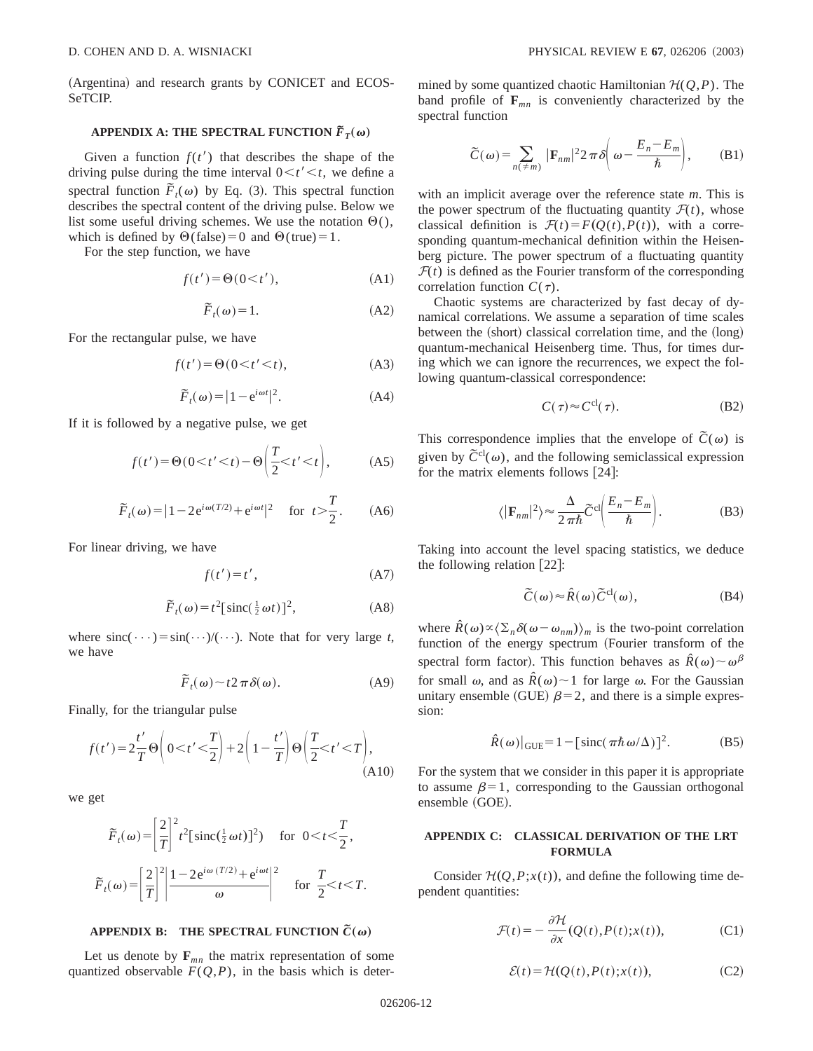(Argentina) and research grants by CONICET and ECOS-SeTCIP.

## APPENDIX A: THE SPECTRAL FUNCTION $\tilde{F}_T(\omega)$

Given a function $f(t')$ that describes the shape of the driving pulse during the time interval $0<t'<t$, we define a spectral function $\tilde{F}_t(\omega)$ by Eq. (3). This spectral function describes the spectral content of the driving pulse. Below we list some useful driving schemes. We use the notation $\Theta()$, which is defined by $\Theta(\text{false})=0$ and $\Theta(\text{true})=1$.

For the step function, we have

$$f(t')=\Theta(0<t'), \tag{A1}$$

$$\tilde{F}_t(\omega)=1. \tag{A2}$$

For the rectangular pulse, we have

$$f(t')=\Theta(0<t'<t), \tag{A3}$$

$$\tilde{F}_t(\omega)=|1-e^{i\omega t}|^2. \tag{A4}$$

If it is followed by a negative pulse, we get

$$f(t')=\Theta(0<t'<t)-\Theta\left(\frac{T}{2}<t'<t\right), \tag{A5}$$

$$\tilde{F}_t(\omega)=|1-2e^{i\omega(T/2)}+e^{i\omega t}|^2 \quad \text{for} \quad t>\frac{T}{2}. \tag{A6}$$

For linear driving, we have

$$f(t')=t', \tag{A7}$$

$$\tilde{F}_t(\omega)=t^2[\text{sinc}(\tfrac{1}{2}\omega t)]^2, \tag{A8}$$

where $\text{sinc}(\cdots)=\sin(\cdots)/(\cdots)$. Note that for very large $t$, we have

$$\tilde{F}_t(\omega)\sim t 2\pi\delta(\omega). \tag{A9}$$

Finally, for the triangular pulse

$$f(t')=2\frac{t'}{T}\Theta\left(0<t'<\frac{T}{2}\right)+2\left(1-\frac{t'}{T}\right)\Theta\left(\frac{T}{2}<t'<T\right), \tag{A10}$$

we get

$$\tilde{F}_t(\omega)=\left[\frac{2}{T}\right]^2 t^2[\text{sinc}(\tfrac{1}{2}\omega t)]^2) \quad \text{for} \quad 0<t<\frac{T}{2},$$

$$\tilde{F}_t(\omega)=\left[\frac{2}{T}\right]^2\left|\frac{1-2e^{i\omega(T/2)}+e^{i\omega t}}{\omega}\right|^2 \quad \text{for} \quad \frac{T}{2}<t<T.$$

## APPENDIX B: THE SPECTRAL FUNCTION $\tilde{C}(\omega)$

Let us denote by $\mathbf{F}_{mn}$ the matrix representation of some quantized observable $F(Q,P)$, in the basis which is determined by some quantized chaotic Hamiltonian $\mathcal{H}(Q,P)$. The band profile of $\mathbf{F}_{mn}$ is conveniently characterized by the spectral function

$$\tilde{C}(\omega)=\sum_{n(\neq m)}|\mathbf{F}_{nm}|^2 2\pi\delta\left(\omega-\frac{E_n-E_m}{\hbar}\right), \tag{B1}$$

with an implicit average over the reference state $m$. This is the power spectrum of the fluctuating quantity $\mathcal{F}(t)$, whose classical definition is $\mathcal{F}(t)=F(Q(t),P(t))$, with a corresponding quantum-mechanical definition within the Heisenberg picture. The power spectrum of a fluctuating quantity $\mathcal{F}(t)$ is defined as the Fourier transform of the corresponding correlation function $C(\tau)$.

Chaotic systems are characterized by fast decay of dynamical correlations. We assume a separation of time scales between the (short) classical correlation time, and the (long) quantum-mechanical Heisenberg time. Thus, for times during which we can ignore the recurrences, we expect the following quantum-classical correspondence:

$$C(\tau)\approx C^{\text{cl}}(\tau). \tag{B2}$$

This correspondence implies that the envelope of $\tilde{C}(\omega)$ is given by $\tilde{C}^{\text{cl}}(\omega)$, and the following semiclassical expression for the matrix elements follows [24]:

$$\langle|\mathbf{F}_{nm}|^2\rangle\approx\frac{\Delta}{2\pi\hbar}\tilde{C}^{\text{cl}}\left(\frac{E_n-E_m}{\hbar}\right). \tag{B3}$$

Taking into account the level spacing statistics, we deduce the following relation [22]:

$$\tilde{C}(\omega)\approx\hat{R}(\omega)\tilde{C}^{\text{cl}}(\omega), \tag{B4}$$

where $\hat{R}(\omega)\propto\langle\Sigma_n\delta(\omega-\omega_{nm})\rangle_m$ is the two-point correlation function of the energy spectrum (Fourier transform of the spectral form factor). This function behaves as $\hat{R}(\omega)\sim\omega^\beta$ for small $\omega$, and as $\hat{R}(\omega)\sim 1$ for large $\omega$. For the Gaussian unitary ensemble (GUE) $\beta=2$, and there is a simple expression:

$$\hat{R}(\omega)|_{\text{GUE}}=1-[\text{sinc}(\pi\hbar\omega/\Delta)]^2. \tag{B5}$$

For the system that we consider in this paper it is appropriate to assume $\beta=1$, corresponding to the Gaussian orthogonal ensemble (GOE).

## APPENDIX C: CLASSICAL DERIVATION OF THE LRT FORMULA

Consider $\mathcal{H}(Q,P;x(t))$, and define the following time dependent quantities:

$$\mathcal{F}(t)=-\frac{\partial\mathcal{H}}{\partial x}(Q(t),P(t);x(t)), \tag{C1}$$

$$\mathcal{E}(t)=\mathcal{H}(Q(t),P(t);x(t)), \tag{C2}$$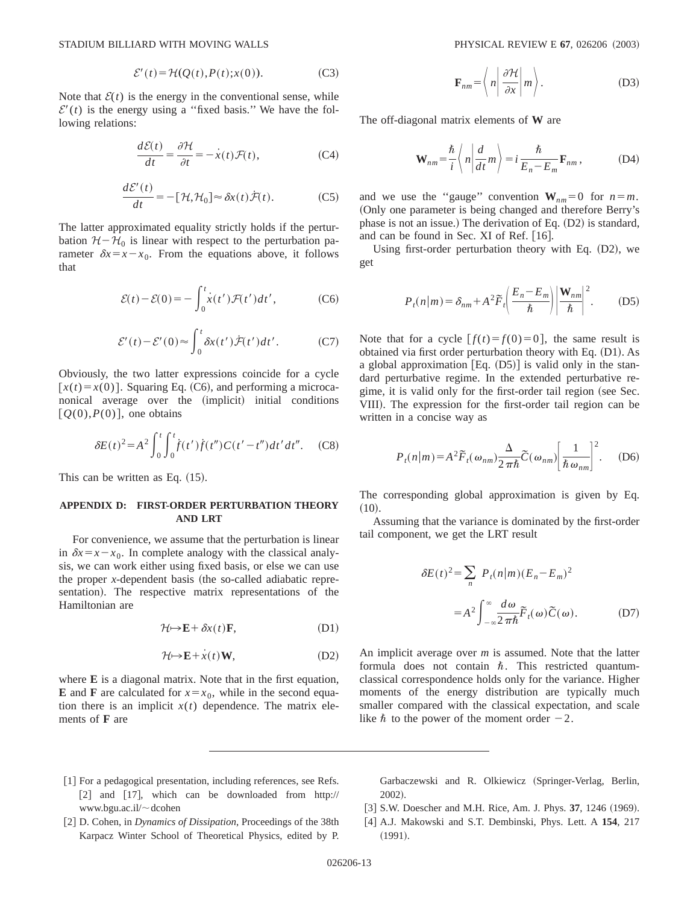$$\mathcal{E}'(t) = \mathcal{H}(Q(t), P(t); x(0)). \tag{C3}$$

Note that $\mathcal{E}(t)$ is the energy in the conventional sense, while $\mathcal{E}'(t)$ is the energy using a "fixed basis." We have the following relations:

$$\frac{d\mathcal{E}(t)}{dt} = \frac{\partial \mathcal{H}}{\partial t} = -\dot{x}(t)\mathcal{F}(t), \tag{C4}$$

$$\frac{d\mathcal{E}'(t)}{dt} = -[\mathcal{H}, \mathcal{H}_0] \approx \delta x(t)\dot{\mathcal{F}}(t). \tag{C5}$$

The latter approximated equality strictly holds if the perturbation $\mathcal{H} - \mathcal{H}_0$ is linear with respect to the perturbation parameter $\delta x = x - x_0$. From the equations above, it follows that

$$\mathcal{E}(t) - \mathcal{E}(0) = -\int_0^t \dot{x}(t')\mathcal{F}(t')dt', \tag{C6}$$

$$\mathcal{E}'(t) - \mathcal{E}'(0) \approx \int_0^t \delta x(t')\dot{\mathcal{F}}(t')dt'. \tag{C7}$$

Obviously, the two latter expressions coincide for a cycle $[x(t) = x(0)]$. Squaring Eq. (C6), and performing a microcanonical average over the (implicit) initial conditions $[Q(0), P(0)]$, one obtains

$$\delta E(t)^2 = A^2 \int_0^t \int_0^t \dot{f}(t')\dot{f}(t'')C(t'-t'')dt'dt''. \tag{C8}$$

This can be written as Eq. (15).

## APPENDIX D: FIRST-ORDER PERTURBATION THEORY AND LRT

For convenience, we assume that the perturbation is linear in $\delta x = x - x_0$. In complete analogy with the classical analysis, we can work either using fixed basis, or else we can use the proper $x$-dependent basis (the so-called adiabatic representation). The respective matrix representations of the Hamiltonian are

$$\mathcal{H} \mapsto \mathbf{E} + \delta x(t)\mathbf{F}, \tag{D1}$$

$$\mathcal{H} \mapsto \mathbf{E} + \dot{x}(t)\mathbf{W}, \tag{D2}$$

where $\mathbf{E}$ is a diagonal matrix. Note that in the first equation, $\mathbf{E}$ and $\mathbf{F}$ are calculated for $x = x_0$, while in the second equation there is an implicit $x(t)$ dependence. The matrix elements of $\mathbf{F}$ are

$$\mathbf{F}_{nm} = \left\langle n \left| \frac{\partial \mathcal{H}}{\partial x} \right| m \right\rangle. \tag{D3}$$

The off-diagonal matrix elements of $\mathbf{W}$ are

$$\mathbf{W}_{nm} = \frac{\hbar}{i}\left\langle n \left| \frac{d}{dt} m \right. \right\rangle = i\frac{\hbar}{E_n - E_m}\mathbf{F}_{nm}, \tag{D4}$$

and we use the "gauge" convention $\mathbf{W}_{nm} = 0$ for $n = m$. (Only one parameter is being changed and therefore Berry's phase is not an issue.) The derivation of Eq. (D2) is standard, and can be found in Sec. XI of Ref. [16].

Using first-order perturbation theory with Eq. (D2), we get

$$P_t(n|m) = \delta_{nm} + A^2 \tilde{F}_t\left(\frac{E_n - E_m}{\hbar}\right)\left|\frac{\mathbf{W}_{nm}}{\hbar}\right|^2. \tag{D5}$$

Note that for a cycle $[f(t) = f(0) = 0]$, the same result is obtained via first order perturbation theory with Eq. (D1). As a global approximation [Eq. (D5)] is valid only in the standard perturbative regime. In the extended perturbative regime, it is valid only for the first-order tail region (see Sec. VIII). The expression for the first-order tail region can be written in a concise way as

$$P_t(n|m) = A^2 \tilde{F}_t(\omega_{nm})\frac{\Delta}{2\pi\hbar}\tilde{C}(\omega_{nm})\left[\frac{1}{\hbar\omega_{nm}}\right]^2. \tag{D6}$$

The corresponding global approximation is given by Eq. (10).

Assuming that the variance is dominated by the first-order tail component, we get the LRT result

$$\begin{aligned}\delta E(t)^2 &= \sum_n P_t(n|m)(E_n - E_m)^2 \\ &= A^2 \int_{-\infty}^{\infty} \frac{d\omega}{2\pi\hbar}\tilde{F}_t(\omega)\tilde{C}(\omega).\end{aligned} \tag{D7}$$

An implicit average over $m$ is assumed. Note that the latter formula does not contain $\hbar$. This restricted quantum-classical correspondence holds only for the variance. Higher moments of the energy distribution are typically much smaller compared with the classical expectation, and scale like $\hbar$ to the power of the moment order $-2$.

---

[1] For a pedagogical presentation, including references, see Refs. [2] and [17], which can be downloaded from http://www.bgu.ac.il/~dcohen

[2] D. Cohen, in *Dynamics of Dissipation*, Proceedings of the 38th Karpacz Winter School of Theoretical Physics, edited by P. Garbaczewski and R. Olkiewicz (Springer-Verlag, Berlin, 2002).

[3] S.W. Doescher and M.H. Rice, Am. J. Phys. **37**, 1246 (1969).

[4] A.J. Makowski and S.T. Dembinski, Phys. Lett. A **154**, 217 (1991).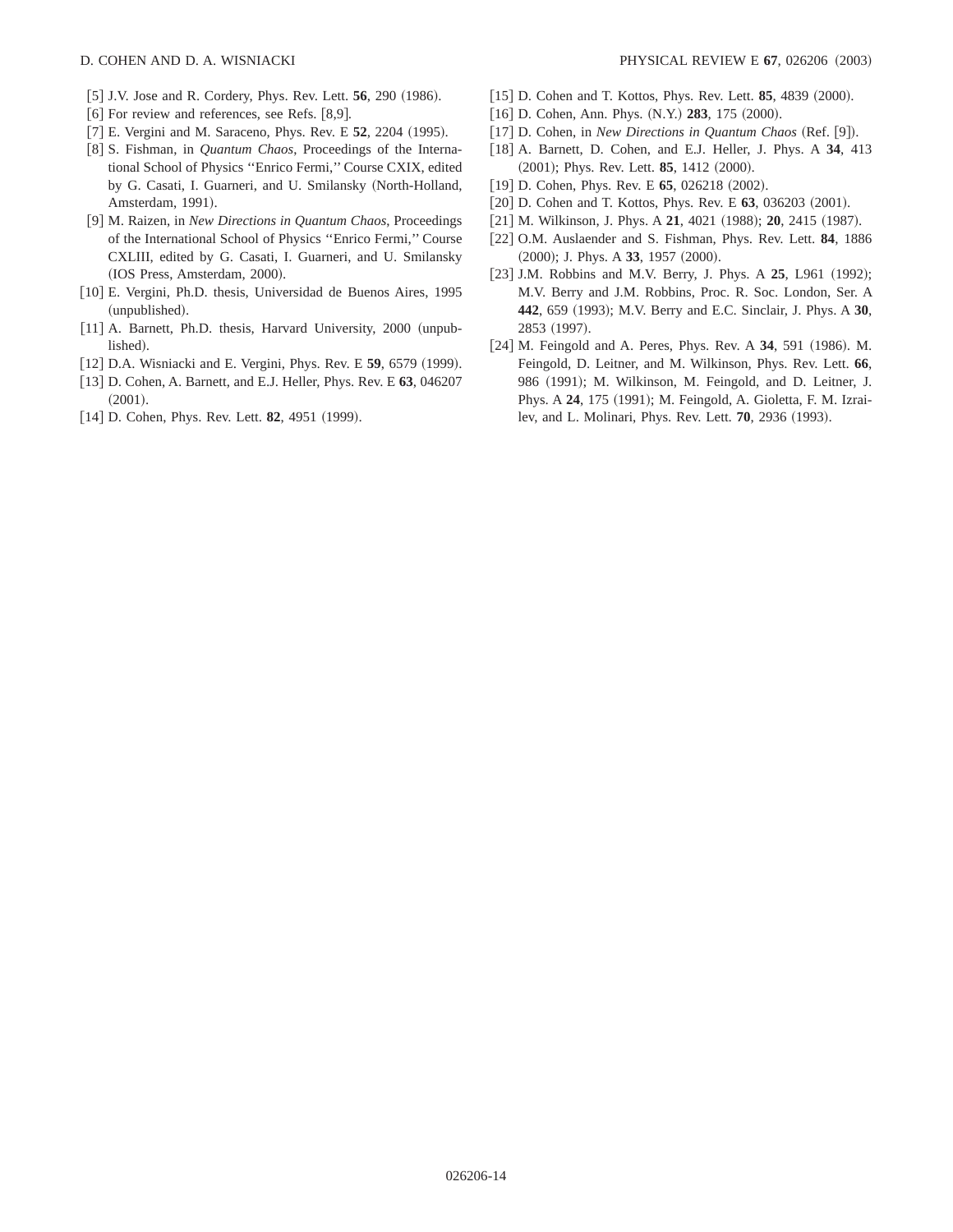[5] J.V. Jose and R. Cordery, Phys. Rev. Lett. **56**, 290 (1986).

[6] For review and references, see Refs. [8,9].

[7] E. Vergini and M. Saraceno, Phys. Rev. E **52**, 2204 (1995).

[8] S. Fishman, in *Quantum Chaos*, Proceedings of the International School of Physics ''Enrico Fermi,'' Course CXIX, edited by G. Casati, I. Guarneri, and U. Smilansky (North-Holland, Amsterdam, 1991).

[9] M. Raizen, in *New Directions in Quantum Chaos*, Proceedings of the International School of Physics ''Enrico Fermi,'' Course CXLIII, edited by G. Casati, I. Guarneri, and U. Smilansky (IOS Press, Amsterdam, 2000).

[10] E. Vergini, Ph.D. thesis, Universidad de Buenos Aires, 1995 (unpublished).

[11] A. Barnett, Ph.D. thesis, Harvard University, 2000 (unpublished).

[12] D.A. Wisniacki and E. Vergini, Phys. Rev. E **59**, 6579 (1999).

[13] D. Cohen, A. Barnett, and E.J. Heller, Phys. Rev. E **63**, 046207 (2001).

[14] D. Cohen, Phys. Rev. Lett. **82**, 4951 (1999).

[15] D. Cohen and T. Kottos, Phys. Rev. Lett. **85**, 4839 (2000).

[16] D. Cohen, Ann. Phys. (N.Y.) **283**, 175 (2000).

[17] D. Cohen, in *New Directions in Quantum Chaos* (Ref. [9]).

[18] A. Barnett, D. Cohen, and E.J. Heller, J. Phys. A **34**, 413 (2001); Phys. Rev. Lett. **85**, 1412 (2000).

[19] D. Cohen, Phys. Rev. E **65**, 026218 (2002).

[20] D. Cohen and T. Kottos, Phys. Rev. E **63**, 036203 (2001).

[21] M. Wilkinson, J. Phys. A **21**, 4021 (1988); **20**, 2415 (1987).

[22] O.M. Auslaender and S. Fishman, Phys. Rev. Lett. **84**, 1886 (2000); J. Phys. A **33**, 1957 (2000).

[23] J.M. Robbins and M.V. Berry, J. Phys. A **25**, L961 (1992); M.V. Berry and J.M. Robbins, Proc. R. Soc. London, Ser. A **442**, 659 (1993); M.V. Berry and E.C. Sinclair, J. Phys. A **30**, 2853 (1997).

[24] M. Feingold and A. Peres, Phys. Rev. A **34**, 591 (1986). M. Feingold, D. Leitner, and M. Wilkinson, Phys. Rev. Lett. **66**, 986 (1991); M. Wilkinson, M. Feingold, and D. Leitner, J. Phys. A **24**, 175 (1991); M. Feingold, A. Gioletta, F. M. Izrailev, and L. Molinari, Phys. Rev. Lett. **70**, 2936 (1993).